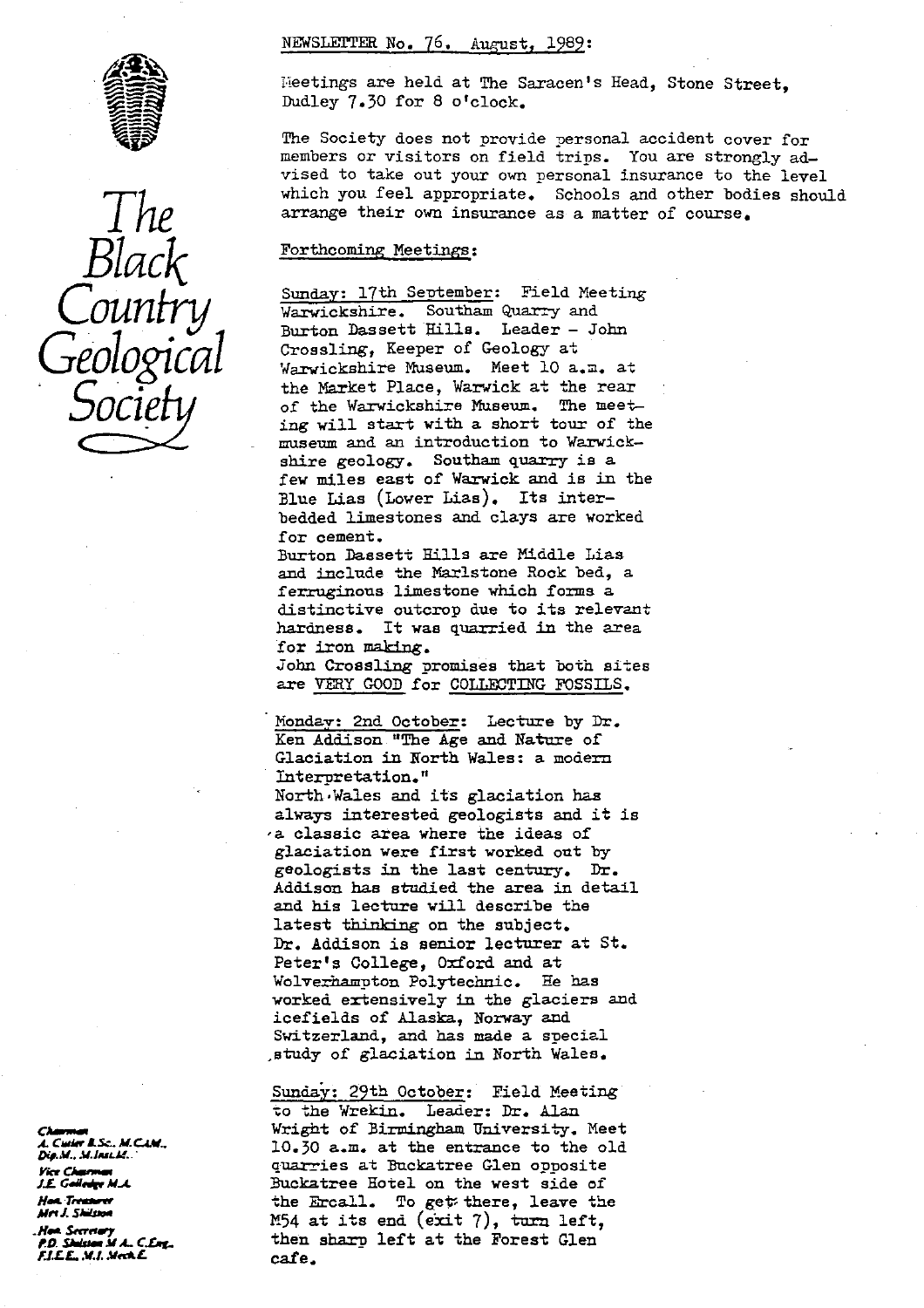# The Black Country Geological Society

NEWSLETTER No. 76. August, 1989:

Meetings are held at The Saracen's Head, Stone Street, Dudley 7.30 for 8 o'clock.

The Society does not provide personal accident cover for members or visitors on field trips. You are strongly advised to take out your own personal insurance to the level which you feel appropriate. Schools and other bodies should arrange their own insurance as a matter of course.

## Forthcoming Meetings:

**Sunday: 17th September:** Field Meeting Warwickshire. Southam Quarry and Burton Dassett Hills. Leader - John Crossling, Keeper of Geology at Warwickshire Museum. Meet 10 a.m. at the Market Place, Warwick at the rear of the Warwickshire Museum. The meeting will start with a short tour of the museum and an introduction to Warwickshire geology. Southam quarry is a few miles east of Warwick and is in the Blue Lias (Lower Lias). Its interbedded limestones and clays are worked for cement.
Burton Dassett Hills are Middle Lias and include the Marlstone Rock bed, a ferruginous limestone which forms a distinctive outcrop due to its relevant hardness. It was quarried in the area for iron making.
John Crossling promises that both sites are VERY GOOD for COLLECTING FOSSILS.

**Monday: 2nd October:** Lecture by Dr. Ken Addison "The Age and Nature of Glaciation in North Wales: a modern Interpretation."
North Wales and its glaciation has always interested geologists and it is a classic area where the ideas of glaciation were first worked out by geologists in the last century. Dr. Addison has studied the area in detail and his lecture will describe the latest thinking on the subject.
Dr. Addison is senior lecturer at St. Peter's College, Oxford and at Wolverhampton Polytechnic. He has worked extensively in the glaciers and icefields of Alaska, Norway and Switzerland, and has made a special study of glaciation in North Wales.

**Sunday: 29th October:** Field Meeting to the Wrekin. Leader: Dr. Alan Wright of Birmingham University. Meet 10.30 a.m. at the entrance to the old quarries at Buckatree Glen opposite Buckatree Hotel on the west side of the Ercall. To get there, leave the M54 at its end (exit 7), turn left, then sharp left at the Forest Glen cafe.

*Chairman*
A. Cutler B.Sc. M.CAM., Dip.M., M.Inst.M.
*Vice Chairman*
J.E. Golledge M.A.
*Hon. Treasurer*
Mrs J. Shilston
*Hon. Secretary*
P.D. Shilston M.A. C.Eng., F.I.E.E., M.I. Mech.E.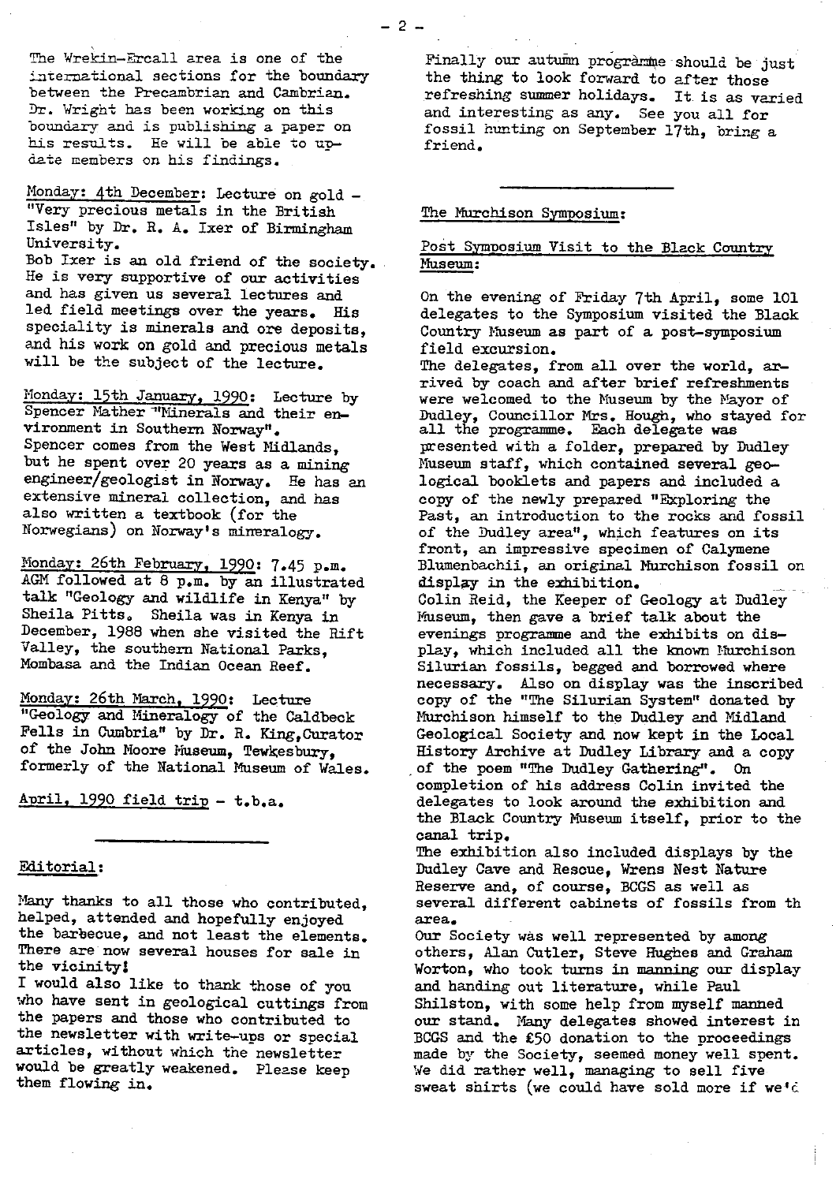The Wrekin-Ercall area is one of the international sections for the boundary between the Precambrian and Cambrian. Dr. Wright has been working on this boundary and is publishing a paper on his results. He will be able to update members on his findings.

Monday: 4th December: Lecture on gold - "Very precious metals in the British Isles" by Dr. R. A. Ixer of Birmingham University.
Bob Ixer is an old friend of the society. He is very supportive of our activities and has given us several lectures and led field meetings over the years. His speciality is minerals and ore deposits, and his work on gold and precious metals will be the subject of the lecture.

Monday: 15th January, 1990: Lecture by Spencer Mather "Minerals and their environment in Southern Norway".
Spencer comes from the West Midlands, but he spent over 20 years as a mining engineer/geologist in Norway. He has an extensive mineral collection, and has also written a textbook (for the Norwegians) on Norway's mineralogy.

Monday: 26th February, 1990: 7.45 p.m. AGM followed at 8 p.m. by an illustrated talk "Geology and wildlife in Kenya" by Sheila Pitts. Sheila was in Kenya in December, 1988 when she visited the Rift Valley, the southern National Parks, Mombasa and the Indian Ocean Reef.

Monday: 26th March, 1990: Lecture "Geology and Mineralogy of the Caldbeck Fells in Cumbria" by Dr. R. King, Curator of the John Moore Museum, Tewkesbury, formerly of the National Museum of Wales.

April, 1990 field trip - t.b.a.

---

## Editorial:

Many thanks to all those who contributed, helped, attended and hopefully enjoyed the barbecue, and not least the elements. There are now several houses for sale in the vicinity!

I would also like to thank those of you who have sent in geological cuttings from the papers and those who contributed to the newsletter with write-ups or special articles, without which the newsletter would be greatly weakened. Please keep them flowing in.

Finally our autumn programme should be just the thing to look forward to after those refreshing summer holidays. It is as varied and interesting as any. See you all for fossil hunting on September 17th, bring a friend.

---

## The Murchison Symposium:

### Post Symposium Visit to the Black Country Museum:

On the evening of Friday 7th April, some 101 delegates to the Symposium visited the Black Country Museum as part of a post-symposium field excursion.

The delegates, from all over the world, arrived by coach and after brief refreshments were welcomed to the Museum by the Mayor of Dudley, Councillor Mrs. Hough, who stayed for all the programme. Each delegate was presented with a folder, prepared by Dudley Museum staff, which contained several geological booklets and papers and included a copy of the newly prepared "Exploring the Past, an introduction to the rocks and fossil of the Dudley area", which features on its front, an impressive specimen of Calymene Blumenbachii, an original Murchison fossil on display in the exhibition.

Colin Reid, the Keeper of Geology at Dudley Museum, then gave a brief talk about the evenings programme and the exhibits on display, which included all the known Murchison Silurian fossils, begged and borrowed where necessary. Also on display was the inscribed copy of the "The Silurian System" donated by Murchison himself to the Dudley and Midland Geological Society and now kept in the Local History Archive at Dudley Library and a copy of the poem "The Dudley Gathering". On completion of his address Colin invited the delegates to look around the exhibition and the Black Country Museum itself, prior to the canal trip.

The exhibition also included displays by the Dudley Cave and Rescue, Wrens Nest Nature Reserve and, of course, BCGS as well as several different cabinets of fossils from th area.

Our Society was well represented by among others, Alan Cutler, Steve Hughes and Graham Worton, who took turns in manning our display and handing out literature, while Paul Shilston, with some help from myself manned our stand. Many delegates showed interest in BCGS and the £50 donation to the proceedings made by the Society, seemed money well spent. We did rather well, managing to sell five sweat shirts (we could have sold more if we'd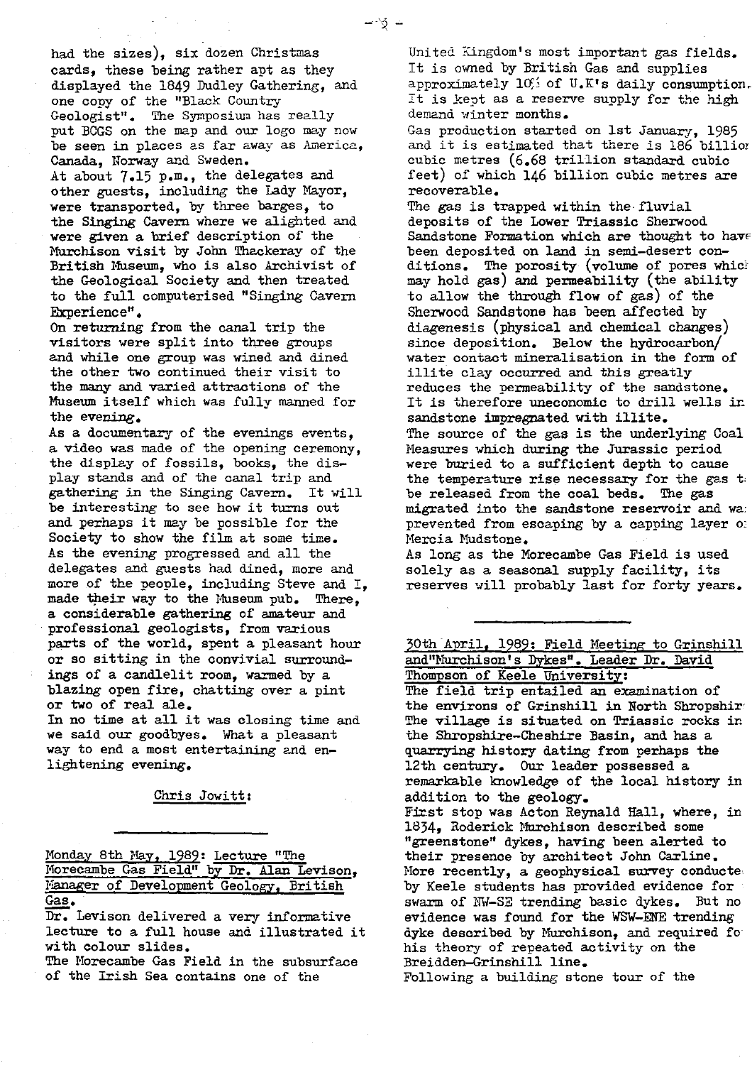had the sizes), six dozen Christmas cards, these being rather apt as they displayed the 1849 Dudley Gathering, and one copy of the "Black Country Geologist". The Symposium has really put BCGS on the map and our logo may now be seen in places as far away as America, Canada, Norway and Sweden.

At about 7.15 p.m., the delegates and other guests, including the Lady Mayor, were transported, by three barges, to the Singing Cavern where we alighted and were given a brief description of the Murchison visit by John Thackeray of the British Museum, who is also Archivist of the Geological Society and then treated to the full computerised "Singing Cavern Experience".

On returning from the canal trip the visitors were split into three groups and while one group was wined and dined the other two continued their visit to the many and varied attractions of the Museum itself which was fully manned for the evening.

As a documentary of the evenings events, a video was made of the opening ceremony, the display of fossils, books, the display stands and of the canal trip and gathering in the Singing Cavern. It will be interesting to see how it turns out and perhaps it may be possible for the Society to show the film at some time.

As the evening progressed and all the delegates and guests had dined, more and more of the people, including Steve and I, made their way to the Museum pub. There, a considerable gathering of amateur and professional geologists, from various parts of the world, spent a pleasant hour or so sitting in the convivial surroundings of a candlelit room, warmed by a blazing open fire, chatting over a pint or two of real ale.

In no time at all it was closing time and we said our goodbyes. What a pleasant way to end a most entertaining and enlightening evening.

Chris Jowitt:

---

Monday 8th May, 1989: Lecture "The Morecambe Gas Field" by Dr. Alan Levison, Manager of Development Geology, British Gas.

Dr. Levison delivered a very informative lecture to a full house and illustrated it with colour slides.

The Morecambe Gas Field in the subsurface of the Irish Sea contains one of the United Kingdom's most important gas fields. It is owned by British Gas and supplies approximately 10% of U.K's daily consumption. It is kept as a reserve supply for the high demand winter months.

Gas production started on 1st January, 1985 and it is estimated that there is 186 billion cubic metres (6.68 trillion standard cubic feet) of which 146 billion cubic metres are recoverable.

The gas is trapped within the fluvial deposits of the Lower Triassic Sherwood Sandstone Formation which are thought to have been deposited on land in semi-desert conditions. The porosity (volume of pores which may hold gas) and permeability (the ability to allow the through flow of gas) of the Sherwood Sandstone has been affected by diagenesis (physical and chemical changes) since deposition. Below the hydrocarbon/water contact mineralisation in the form of illite clay occurred and this greatly reduces the permeability of the sandstone. It is therefore uneconomic to drill wells in sandstone impregnated with illite.

The source of the gas is the underlying Coal Measures which during the Jurassic period were buried to a sufficient depth to cause the temperature rise necessary for the gas to be released from the coal beds. The gas migrated into the sandstone reservoir and was prevented from escaping by a capping layer of Mercia Mudstone.

As long as the Morecambe Gas Field is used solely as a seasonal supply facility, its reserves will probably last for forty years.

---

30th April, 1989: Field Meeting to Grinshill and "Murchison's Dykes". Leader Dr. David Thompson of Keele University:

The field trip entailed an examination of the environs of Grinshill in North Shropshire. The village is situated on Triassic rocks in the Shropshire-Cheshire Basin, and has a quarrying history dating from perhaps the 12th century. Our leader possessed a remarkable knowledge of the local history in addition to the geology.

First stop was Acton Reynald Hall, where, in 1834, Roderick Murchison described some "greenstone" dykes, having been alerted to their presence by architect John Carline. More recently, a geophysical survey conducted by Keele students has provided evidence for a swarm of NW-SE trending basic dykes. But no evidence was found for the WSW-ENE trending dyke described by Murchison, and required for his theory of repeated activity on the Breidden-Grinshill line.

Following a building stone tour of the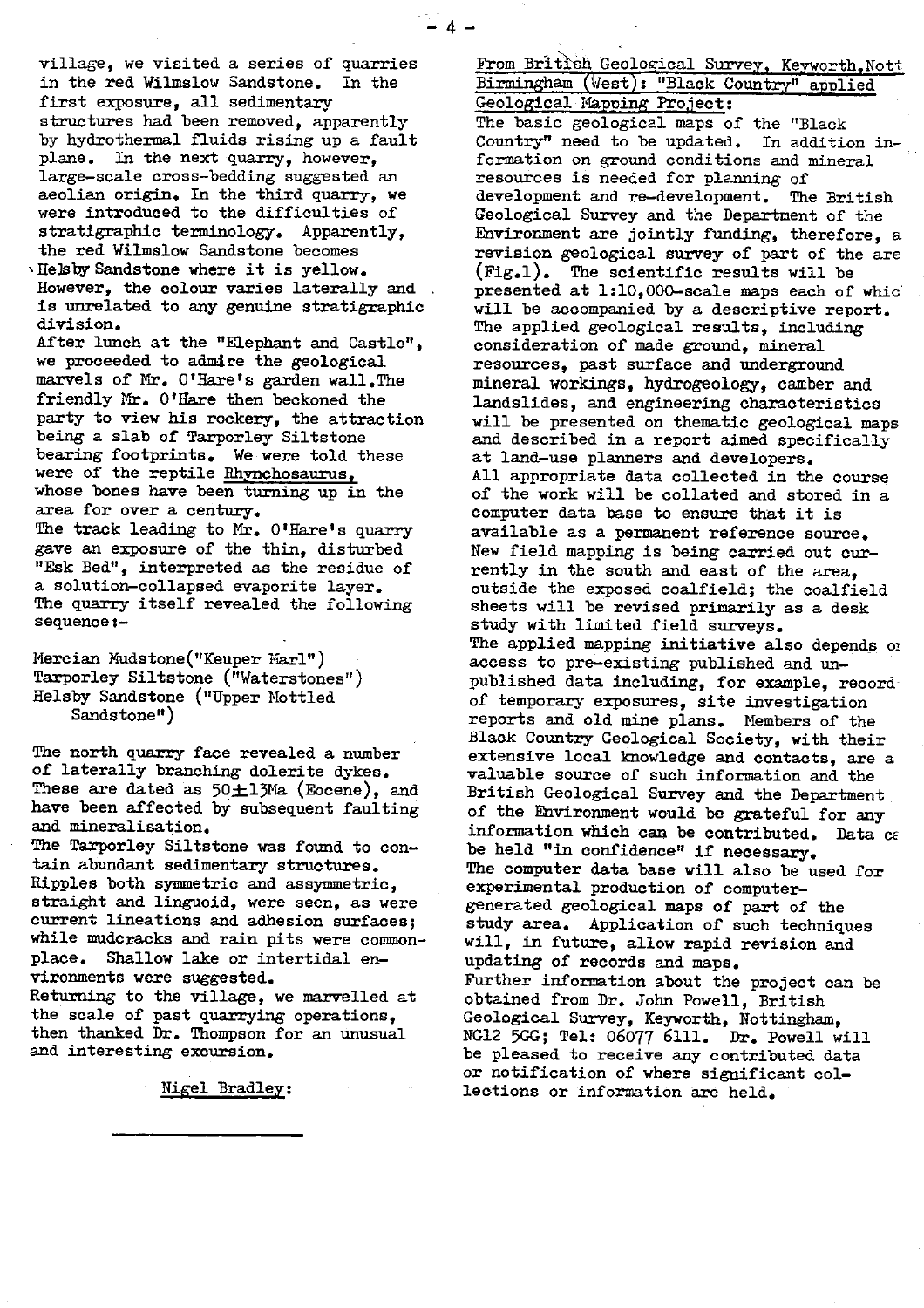village, we visited a series of quarries in the red Wilmslow Sandstone. In the first exposure, all sedimentary structures had been removed, apparently by hydrothermal fluids rising up a fault plane. In the next quarry, however, large-scale cross-bedding suggested an aeolian origin. In the third quarry, we were introduced to the difficulties of stratigraphic terminology. Apparently, the red Wilmslow Sandstone becomes Helsby Sandstone where it is yellow. However, the colour varies laterally and is unrelated to any genuine stratigraphic division.

After lunch at the "Elephant and Castle", we proceeded to admire the geological marvels of Mr. O'Hare's garden wall. The friendly Mr. O'Hare then beckoned the party to view his rockery, the attraction being a slab of Tarporley Siltstone bearing footprints. We were told these were of the reptile Rhynchosaurus, whose bones have been turning up in the area for over a century.

The track leading to Mr. O'Hare's quarry gave an exposure of the thin, disturbed "Esk Bed", interpreted as the residue of a solution-collapsed evaporite layer. The quarry itself revealed the following sequence:-

Mercian Mudstone ("Keuper Marl")
Tarporley Siltstone ("Waterstones")
Helsby Sandstone ("Upper Mottled Sandstone")

The north quarry face revealed a number of laterally branching dolerite dykes. These are dated as 50±13Ma (Eocene), and have been affected by subsequent faulting and mineralisation.

The Tarporley Siltstone was found to contain abundant sedimentary structures. Ripples both symmetric and assymmetric, straight and linguoid, were seen, as were current lineations and adhesion surfaces; while mudcracks and rain pits were commonplace. Shallow lake or intertidal environments were suggested.

Returning to the village, we marvelled at the scale of past quarrying operations, then thanked Dr. Thompson for an unusual and interesting excursion.

Nigel Bradley:

---

From British Geological Survey, Keyworth, Nott

## Birmingham (West): "Black Country" applied Geological Mapping Project:

The basic geological maps of the "Black Country" need to be updated. In addition information on ground conditions and mineral resources is needed for planning of development and re-development. The British Geological Survey and the Department of the Environment are jointly funding, therefore, a revision geological survey of part of the are (Fig.1). The scientific results will be presented at 1:10,000-scale maps each of whic will be accompanied by a descriptive report. The applied geological results, including consideration of made ground, mineral resources, past surface and underground mineral workings, hydrogeology, camber and landslides, and engineering characteristics will be presented on thematic geological maps and described in a report aimed specifically at land-use planners and developers.

All appropriate data collected in the course of the work will be collated and stored in a computer data base to ensure that it is available as a permanent reference source.

New field mapping is being carried out currently in the south and east of the area, outside the exposed coalfield; the coalfield sheets will be revised primarily as a desk study with limited field surveys.

The applied mapping initiative also depends or access to pre-existing published and unpublished data including, for example, record of temporary exposures, site investigation reports and old mine plans. Members of the Black Country Geological Society, with their extensive local knowledge and contacts, are a valuable source of such information and the British Geological Survey and the Department of the Environment would be grateful for any information which can be contributed. Data ca be held "in confidence" if necessary.

The computer data base will also be used for experimental production of computer-generated geological maps of part of the study area. Application of such techniques will, in future, allow rapid revision and updating of records and maps.

Further information about the project can be obtained from Dr. John Powell, British Geological Survey, Keyworth, Nottingham, NG12 5GG; Tel: 06077 6111. Dr. Powell will be pleased to receive any contributed data or notification of where significant collections or information are held.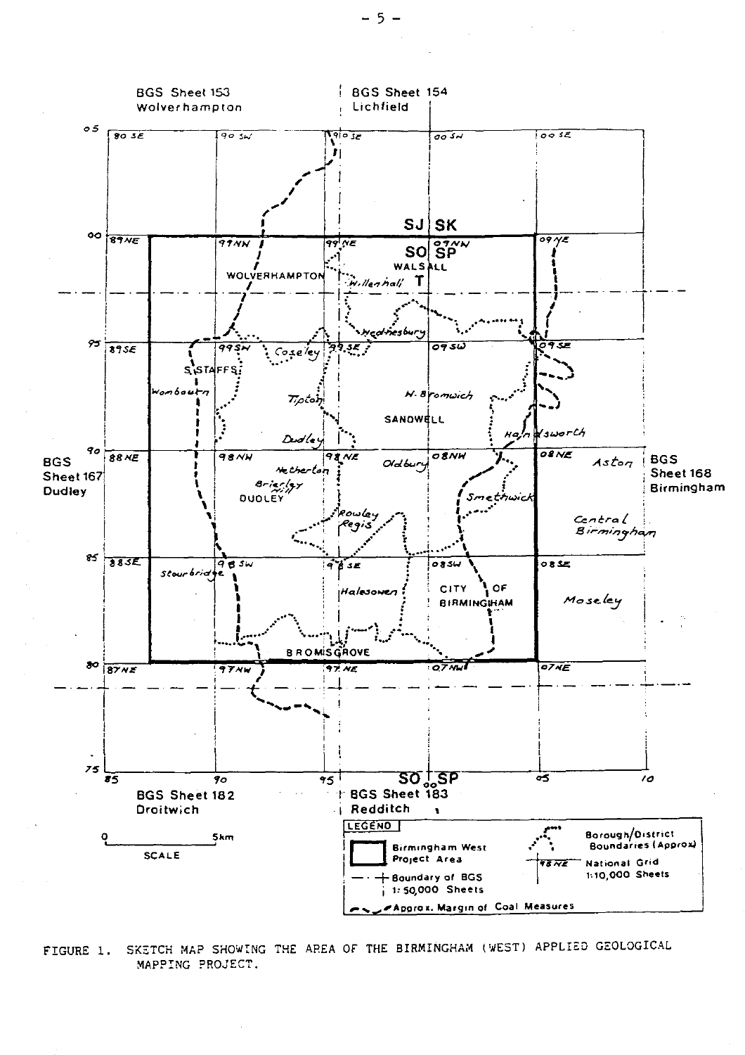FIGURE 1. SKETCH MAP SHOWING THE AREA OF THE BIRMINGHAM (WEST) APPLIED GEOLOGICAL MAPPING PROJECT.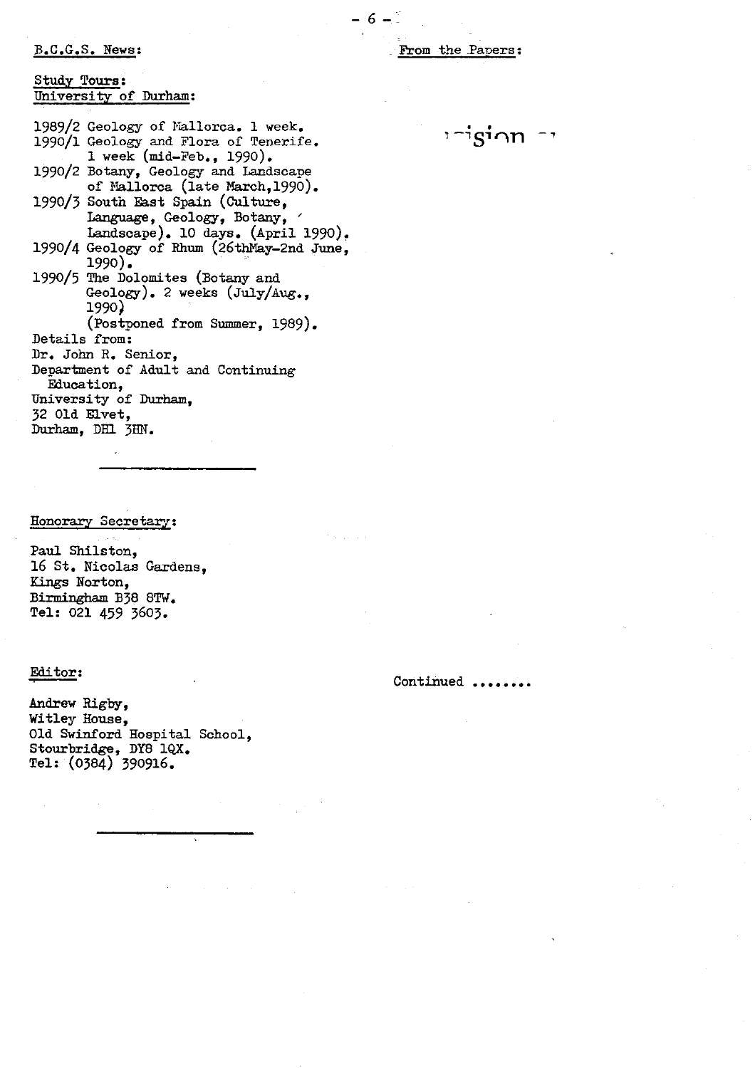B.C.G.S. News:

Study Tours:
University of Durham:

1989/2 Geology of Mallorca. 1 week.
1990/1 Geology and Flora of Tenerife. 1 week (mid-Feb., 1990).
1990/2 Botany, Geology and Landscape of Mallorca (late March, 1990).
1990/3 South East Spain (Culture, Language, Geology, Botany, Landscape). 10 days. (April 1990).
1990/4 Geology of Rhum (26thMay-2nd June, 1990).
1990/5 The Dolomites (Botany and Geology). 2 weeks (July/Aug., 1990) (Postponed from Summer, 1989).

Details from:
Dr. John R. Senior,
Department of Adult and Continuing Education,
University of Durham,
32 Old Elvet,
Durham, DH1 3HN.

---

Honorary Secretary:

Paul Shilston,
16 St. Nicolas Gardens,
Kings Norton,
Birmingham B38 8TW.
Tel: 021 459 3603.

Editor:

Andrew Rigby,
Witley House,
Old Swinford Hospital School,
Stourbridge, DY8 1QX.
Tel: (0384) 390916.

---

From the Papers:

Continued ........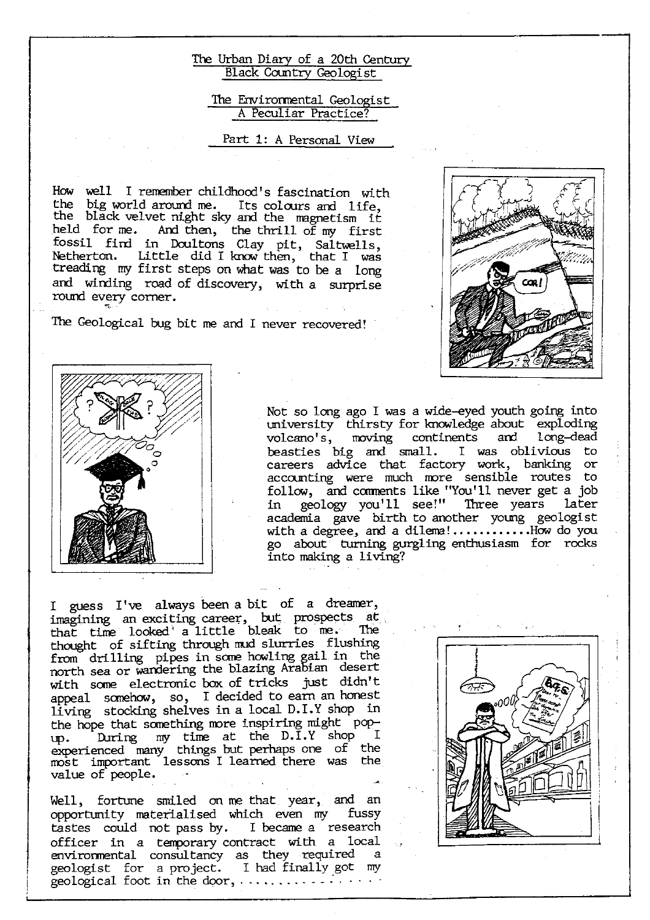## The Urban Diary of a 20th Century Black Country Geologist

### The Environmental Geologist A Peculiar Practice?

### Part 1: A Personal View

How well I remember childhood's fascination with the big world around me. Its colours and life, the black velvet night sky and the magnetism it held for me. And then, the thrill of my first fossil find in Doultons Clay pit, Saltwells, Netherton. Little did I know then, that I was treading my first steps on what was to be a long and winding road of discovery, with a surprise round every corner.

The Geological bug bit me and I never recovered!

Not so long ago I was a wide-eyed youth going into university thirsty for knowledge about exploding volcano's, moving continents and long-dead beasties big and small. I was oblivious to careers advice that factory work, banking or accounting were much more sensible routes to follow, and comments like "You'll never get a job in geology you'll see!" Three years later academia gave birth to another young geologist with a degree, and a dilema!...........How do you go about turning gurgling enthusiasm for rocks into making a living?

I guess I've always been a bit of a dreamer, imagining an exciting career, but prospects at that time looked a little bleak to me. The thought of sifting through mud slurries flushing from drilling pipes in some howling gail in the north sea or wandering the blazing Arabian desert with some electronic box of tricks just didn't appeal somehow, so, I decided to earn an honest living stocking shelves in a local D.I.Y shop in the hope that something more inspiring might pop-up. During my time at the D.I.Y shop I experienced many things but perhaps one of the most important lessons I learned there was the value of people.

Well, fortune smiled on me that year, and an opportunity materialised which even my fussy tastes could not pass by. I became a research officer in a temporary contract with a local environmental consultancy as they required a geologist for a project. I had finally got my geological foot in the door, ...............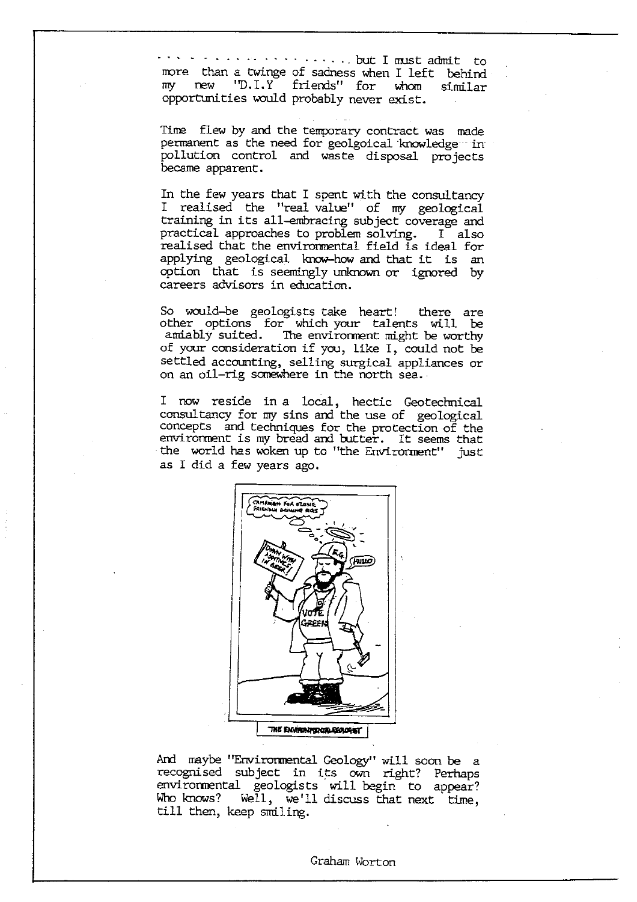. . . . . . . . . . . . . . . . . . . . . but I must admit to more than a twinge of sadness when I left behind my new "D.I.Y friends" for whom similar opportunities would probably never exist.

Time flew by and the temporary contract was made permanent as the need for geolgoical knowledge in pollution control and waste disposal projects became apparent.

In the few years that I spent with the consultancy I realised the "real value" of my geological training in its all-embracing subject coverage and practical approaches to problem solving. I also realised that the environmental field is ideal for applying geological know-how and that it is an option that is seemingly unknown or ignored by careers advisors in education.

So would-be geologists take heart! there are other options for which your talents will be amiably suited. The environment might be worthy of your consideration if you, like I, could not be settled accounting, selling surgical appliances or on an oil-rig somewhere in the north sea.

I now reside in a local, hectic Geotechnical consultancy for my sins and the use of geological concepts and techniques for the protection of the environment is my bread and butter. It seems that the world has woken up to "the Environment" just as I did a few years ago.

THE ENVIRONMENTAL GEOLOGIST

And maybe "Environmental Geology" will soon be a recognised subject in its own right? Perhaps environmental geologists will begin to appear? Who knows? Well, we'll discuss that next time, till then, keep smiling.

Graham Worton